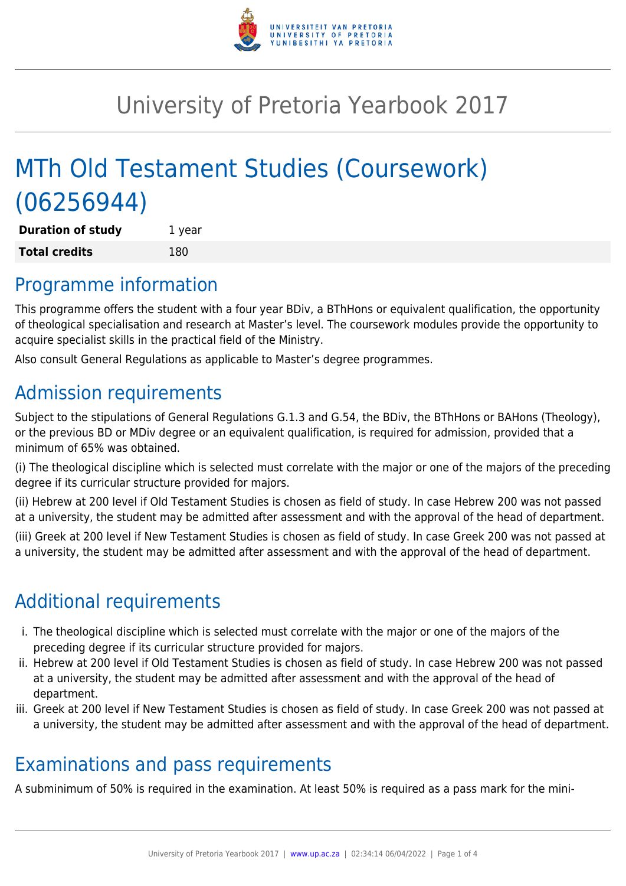# University of Pretoria Yearbook 2017

# MTh Old Testament Studies (Coursework) (06256944)

| **Duration of study** | 1 year |
|---|---|
| **Total credits** | 180 |

## Programme information

This programme offers the student with a four year BDiv, a BThHons or equivalent qualification, the opportunity of theological specialisation and research at Master's level. The coursework modules provide the opportunity to acquire specialist skills in the practical field of the Ministry.

Also consult General Regulations as applicable to Master's degree programmes.

## Admission requirements

Subject to the stipulations of General Regulations G.1.3 and G.54, the BDiv, the BThHons or BAHons (Theology), or the previous BD or MDiv degree or an equivalent qualification, is required for admission, provided that a minimum of 65% was obtained.

(i) The theological discipline which is selected must correlate with the major or one of the majors of the preceding degree if its curricular structure provided for majors.

(ii) Hebrew at 200 level if Old Testament Studies is chosen as field of study. In case Hebrew 200 was not passed at a university, the student may be admitted after assessment and with the approval of the head of department.

(iii) Greek at 200 level if New Testament Studies is chosen as field of study. In case Greek 200 was not passed at a university, the student may be admitted after assessment and with the approval of the head of department.

## Additional requirements

i. The theological discipline which is selected must correlate with the major or one of the majors of the preceding degree if its curricular structure provided for majors.
ii. Hebrew at 200 level if Old Testament Studies is chosen as field of study. In case Hebrew 200 was not passed at a university, the student may be admitted after assessment and with the approval of the head of department.
iii. Greek at 200 level if New Testament Studies is chosen as field of study. In case Greek 200 was not passed at a university, the student may be admitted after assessment and with the approval of the head of department.

## Examinations and pass requirements

A subminimum of 50% is required in the examination. At least 50% is required as a pass mark for the mini-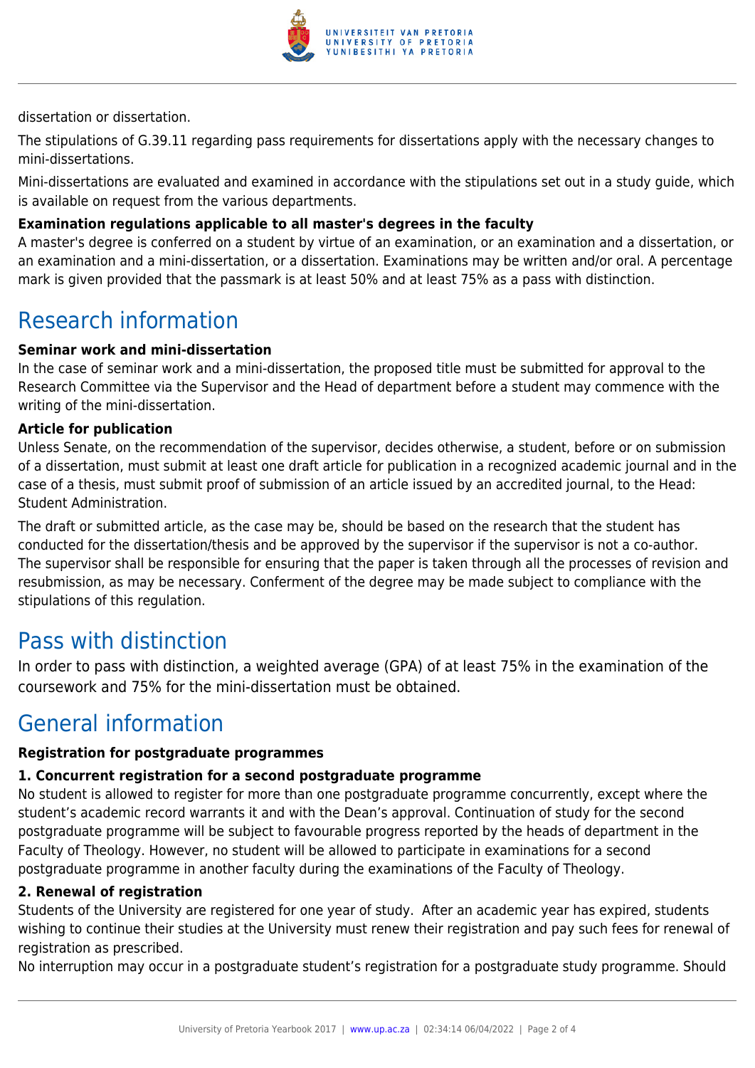dissertation or dissertation.

The stipulations of G.39.11 regarding pass requirements for dissertations apply with the necessary changes to mini-dissertations.

Mini-dissertations are evaluated and examined in accordance with the stipulations set out in a study guide, which is available on request from the various departments.

**Examination regulations applicable to all master's degrees in the faculty**

A master's degree is conferred on a student by virtue of an examination, or an examination and a dissertation, or an examination and a mini-dissertation, or a dissertation. Examinations may be written and/or oral. A percentage mark is given provided that the passmark is at least 50% and at least 75% as a pass with distinction.

## Research information

**Seminar work and mini-dissertation**

In the case of seminar work and a mini-dissertation, the proposed title must be submitted for approval to the Research Committee via the Supervisor and the Head of department before a student may commence with the writing of the mini-dissertation.

**Article for publication**

Unless Senate, on the recommendation of the supervisor, decides otherwise, a student, before or on submission of a dissertation, must submit at least one draft article for publication in a recognized academic journal and in the case of a thesis, must submit proof of submission of an article issued by an accredited journal, to the Head: Student Administration.

The draft or submitted article, as the case may be, should be based on the research that the student has conducted for the dissertation/thesis and be approved by the supervisor if the supervisor is not a co-author. The supervisor shall be responsible for ensuring that the paper is taken through all the processes of revision and resubmission, as may be necessary. Conferment of the degree may be made subject to compliance with the stipulations of this regulation.

## Pass with distinction

In order to pass with distinction, a weighted average (GPA) of at least 75% in the examination of the coursework and 75% for the mini-dissertation must be obtained.

## General information

**Registration for postgraduate programmes**

**1. Concurrent registration for a second postgraduate programme**

No student is allowed to register for more than one postgraduate programme concurrently, except where the student's academic record warrants it and with the Dean's approval. Continuation of study for the second postgraduate programme will be subject to favourable progress reported by the heads of department in the Faculty of Theology. However, no student will be allowed to participate in examinations for a second postgraduate programme in another faculty during the examinations of the Faculty of Theology.

**2. Renewal of registration**

Students of the University are registered for one year of study. After an academic year has expired, students wishing to continue their studies at the University must renew their registration and pay such fees for renewal of registration as prescribed.

No interruption may occur in a postgraduate student's registration for a postgraduate study programme. Should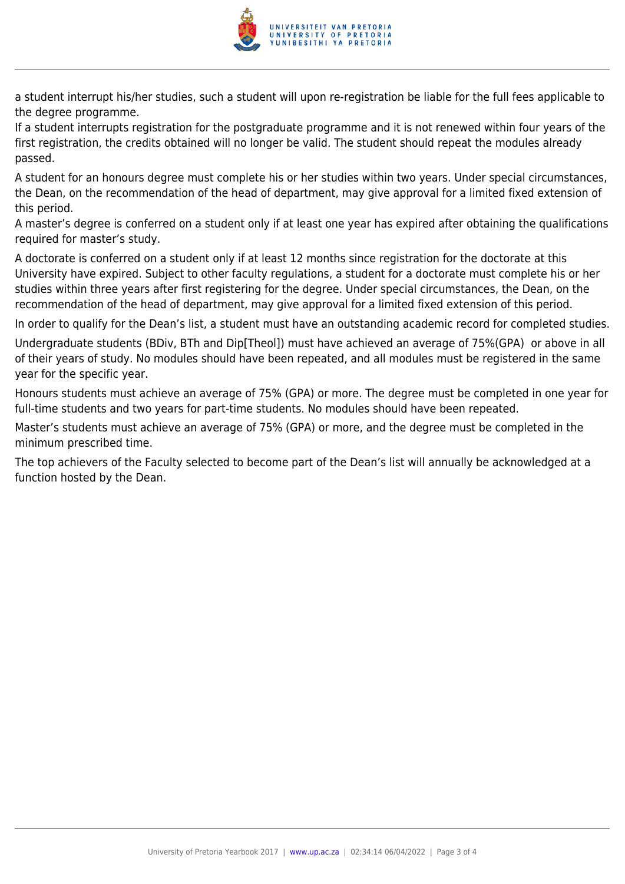a student interrupt his/her studies, such a student will upon re-registration be liable for the full fees applicable to the degree programme.

If a student interrupts registration for the postgraduate programme and it is not renewed within four years of the first registration, the credits obtained will no longer be valid. The student should repeat the modules already passed.

A student for an honours degree must complete his or her studies within two years. Under special circumstances, the Dean, on the recommendation of the head of department, may give approval for a limited fixed extension of this period.

A master's degree is conferred on a student only if at least one year has expired after obtaining the qualifications required for master's study.

A doctorate is conferred on a student only if at least 12 months since registration for the doctorate at this University have expired. Subject to other faculty regulations, a student for a doctorate must complete his or her studies within three years after first registering for the degree. Under special circumstances, the Dean, on the recommendation of the head of department, may give approval for a limited fixed extension of this period.

In order to qualify for the Dean's list, a student must have an outstanding academic record for completed studies.

Undergraduate students (BDiv, BTh and Dip[Theol]) must have achieved an average of 75%(GPA) or above in all of their years of study. No modules should have been repeated, and all modules must be registered in the same year for the specific year.

Honours students must achieve an average of 75% (GPA) or more. The degree must be completed in one year for full-time students and two years for part-time students. No modules should have been repeated.

Master's students must achieve an average of 75% (GPA) or more, and the degree must be completed in the minimum prescribed time.

The top achievers of the Faculty selected to become part of the Dean's list will annually be acknowledged at a function hosted by the Dean.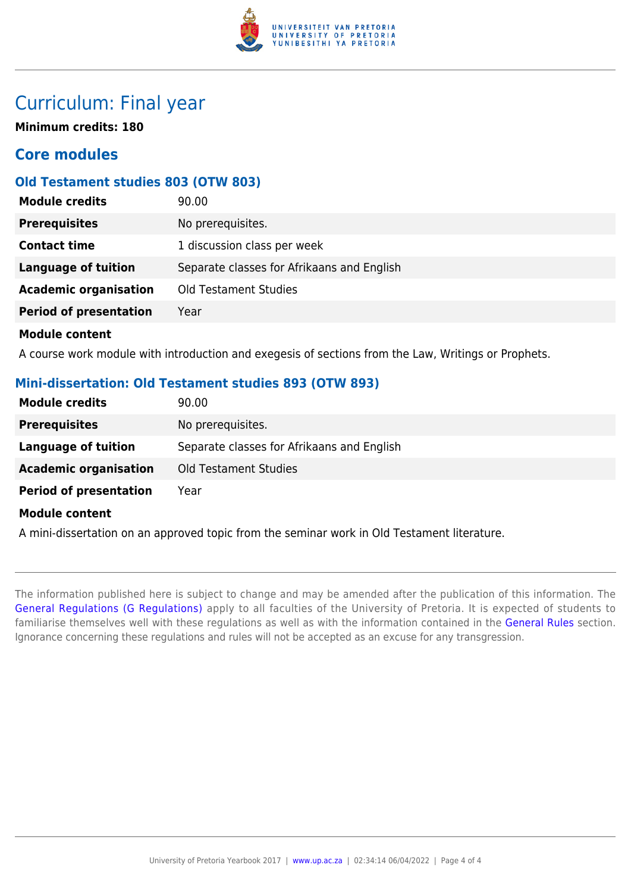# Curriculum: Final year

**Minimum credits: 180**

## Core modules

### Old Testament studies 803 (OTW 803)

| | |
|---|---|
| **Module credits** | 90.00 |
| **Prerequisites** | No prerequisites. |
| **Contact time** | 1 discussion class per week |
| **Language of tuition** | Separate classes for Afrikaans and English |
| **Academic organisation** | Old Testament Studies |
| **Period of presentation** | Year |

**Module content**

A course work module with introduction and exegesis of sections from the Law, Writings or Prophets.

### Mini-dissertation: Old Testament studies 893 (OTW 893)

| | |
|---|---|
| **Module credits** | 90.00 |
| **Prerequisites** | No prerequisites. |
| **Language of tuition** | Separate classes for Afrikaans and English |
| **Academic organisation** | Old Testament Studies |
| **Period of presentation** | Year |

**Module content**

A mini-dissertation on an approved topic from the seminar work in Old Testament literature.

---

The information published here is subject to change and may be amended after the publication of this information. The General Regulations (G Regulations) apply to all faculties of the University of Pretoria. It is expected of students to familiarise themselves well with these regulations as well as with the information contained in the General Rules section. Ignorance concerning these regulations and rules will not be accepted as an excuse for any transgression.